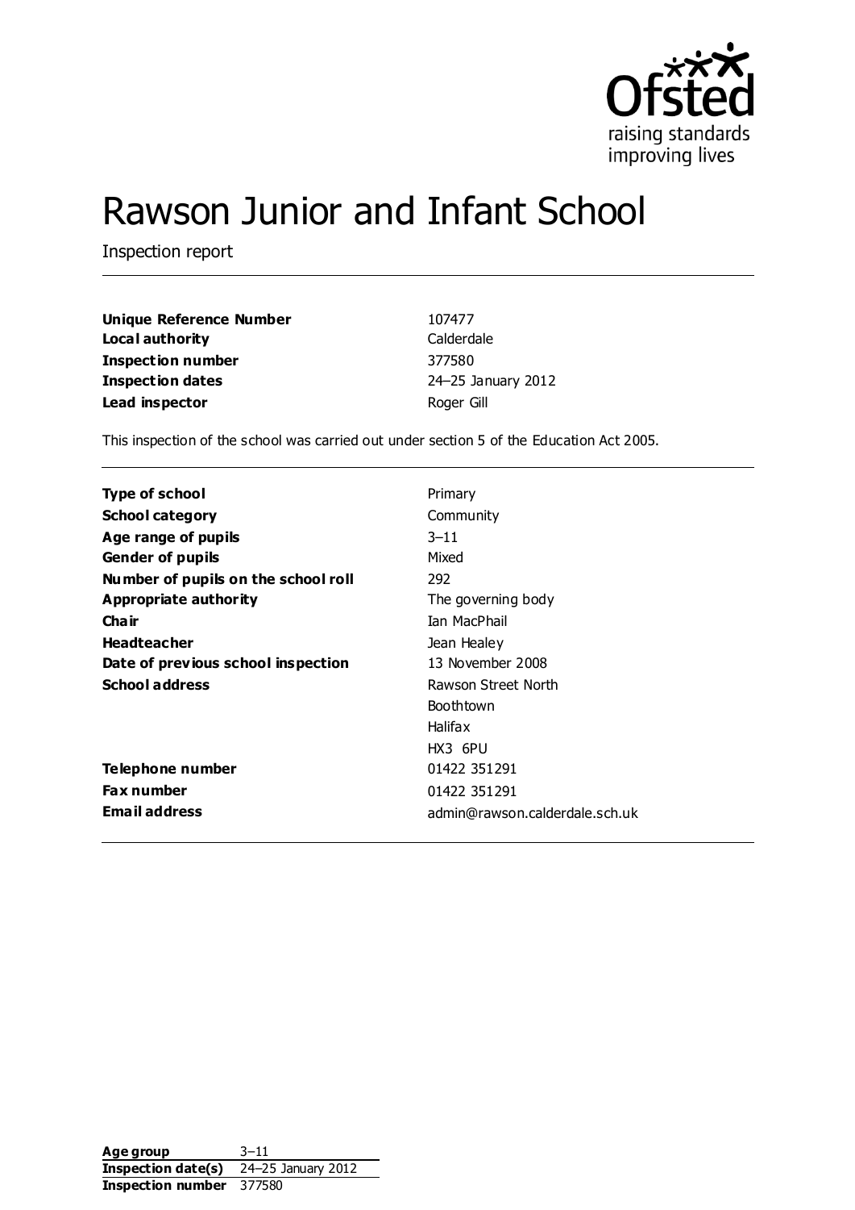# Rawson Junior and Infant School

Inspection report

| | |
|---|---|
| **Unique Reference Number** | 107477 |
| **Local authority** | Calderdale |
| **Inspection number** | 377580 |
| **Inspection dates** | 24–25 January 2012 |
| **Lead inspector** | Roger Gill |

This inspection of the school was carried out under section 5 of the Education Act 2005.

| | |
|---|---|
| **Type of school** | Primary |
| **School category** | Community |
| **Age range of pupils** | 3–11 |
| **Gender of pupils** | Mixed |
| **Number of pupils on the school roll** | 292 |
| **Appropriate authority** | The governing body |
| **Chair** | Ian MacPhail |
| **Headteacher** | Jean Healey |
| **Date of previous school inspection** | 13 November 2008 |
| **School address** | Rawson Street North<br>Boothtown<br>Halifax<br>HX3 6PU |
| **Telephone number** | 01422 351291 |
| **Fax number** | 01422 351291 |
| **Email address** | admin@rawson.calderdale.sch.uk |

| | |
|---|---|
| **Age group** | 3–11 |
| **Inspection date(s)** | 24–25 January 2012 |
| **Inspection number** | 377580 |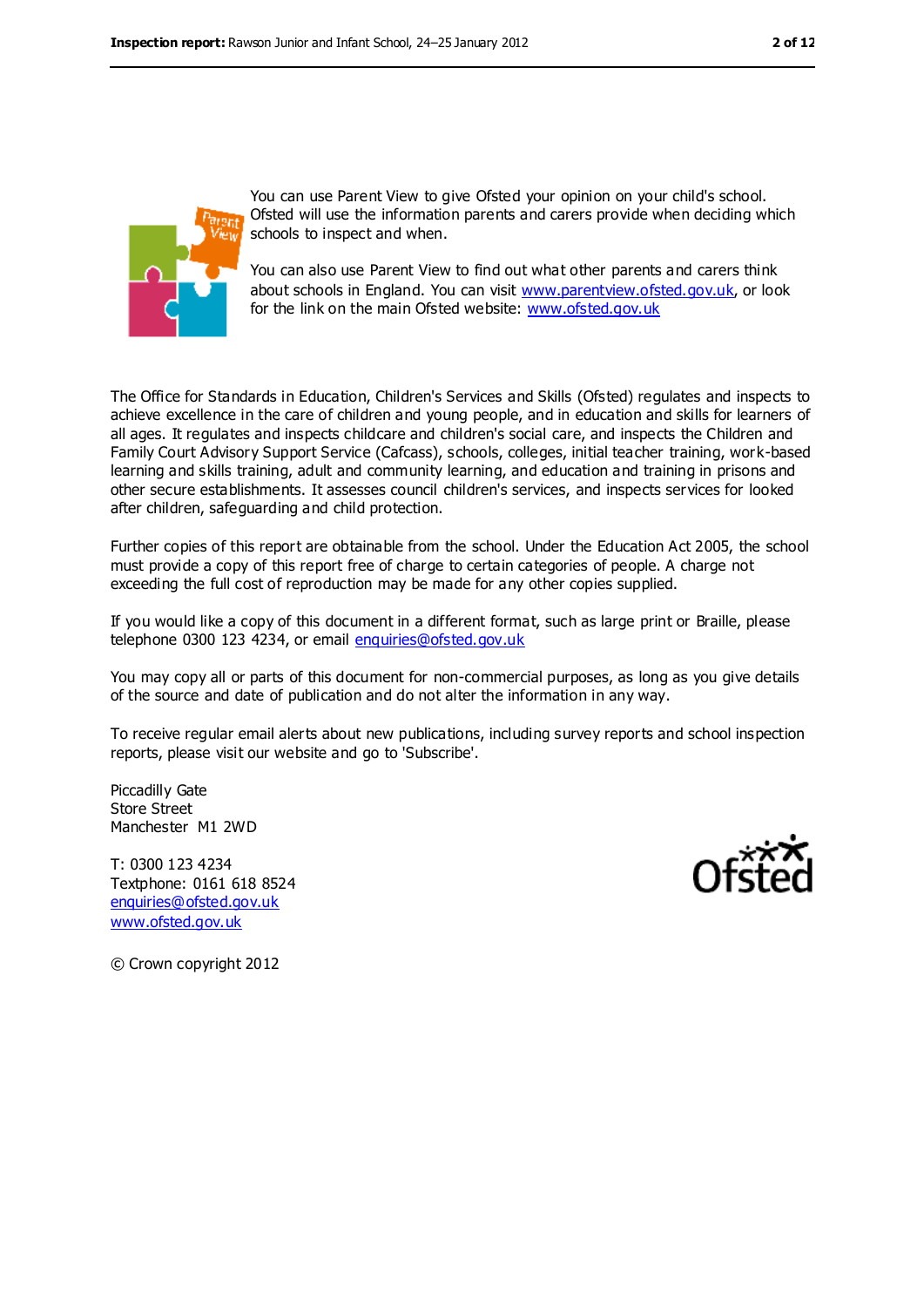You can use Parent View to give Ofsted your opinion on your child's school. Ofsted will use the information parents and carers provide when deciding which schools to inspect and when.

You can also use Parent View to find out what other parents and carers think about schools in England. You can visit www.parentview.ofsted.gov.uk, or look for the link on the main Ofsted website: www.ofsted.gov.uk

The Office for Standards in Education, Children's Services and Skills (Ofsted) regulates and inspects to achieve excellence in the care of children and young people, and in education and skills for learners of all ages. It regulates and inspects childcare and children's social care, and inspects the Children and Family Court Advisory Support Service (Cafcass), schools, colleges, initial teacher training, work-based learning and skills training, adult and community learning, and education and training in prisons and other secure establishments. It assesses council children's services, and inspects services for looked after children, safeguarding and child protection.

Further copies of this report are obtainable from the school. Under the Education Act 2005, the school must provide a copy of this report free of charge to certain categories of people. A charge not exceeding the full cost of reproduction may be made for any other copies supplied.

If you would like a copy of this document in a different format, such as large print or Braille, please telephone 0300 123 4234, or email enquiries@ofsted.gov.uk

You may copy all or parts of this document for non-commercial purposes, as long as you give details of the source and date of publication and do not alter the information in any way.

To receive regular email alerts about new publications, including survey reports and school inspection reports, please visit our website and go to 'Subscribe'.

Piccadilly Gate  
Store Street  
Manchester M1 2WD

T: 0300 123 4234  
Textphone: 0161 618 8524  
enquiries@ofsted.gov.uk  
www.ofsted.gov.uk

© Crown copyright 2012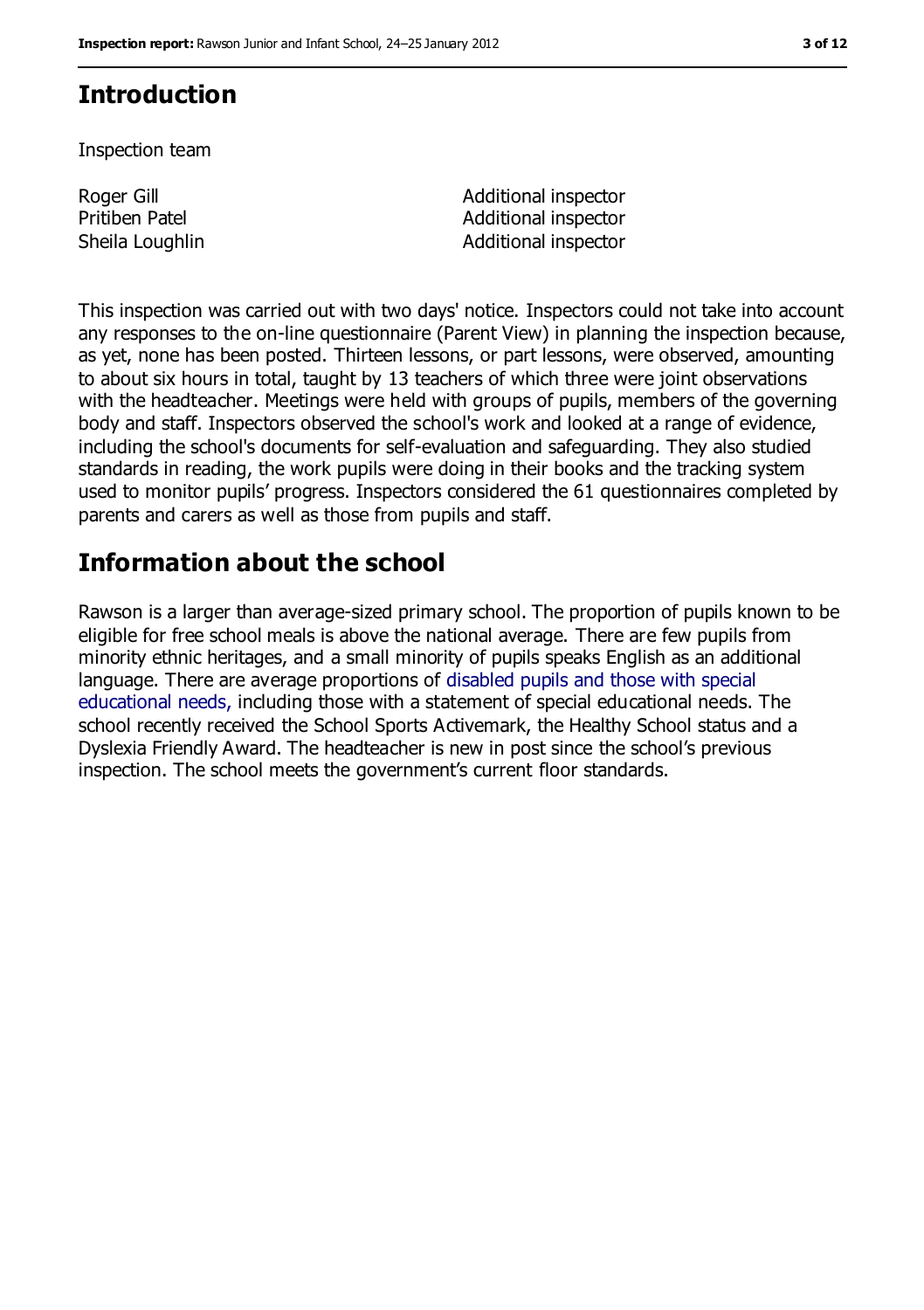## Introduction

Inspection team

| | |
|---|---|
| Roger Gill | Additional inspector |
| Pritiben Patel | Additional inspector |
| Sheila Loughlin | Additional inspector |

This inspection was carried out with two days' notice. Inspectors could not take into account any responses to the on-line questionnaire (Parent View) in planning the inspection because, as yet, none has been posted. Thirteen lessons, or part lessons, were observed, amounting to about six hours in total, taught by 13 teachers of which three were joint observations with the headteacher. Meetings were held with groups of pupils, members of the governing body and staff. Inspectors observed the school's work and looked at a range of evidence, including the school's documents for self-evaluation and safeguarding. They also studied standards in reading, the work pupils were doing in their books and the tracking system used to monitor pupils' progress. Inspectors considered the 61 questionnaires completed by parents and carers as well as those from pupils and staff.

## Information about the school

Rawson is a larger than average-sized primary school. The proportion of pupils known to be eligible for free school meals is above the national average. There are few pupils from minority ethnic heritages, and a small minority of pupils speaks English as an additional language. There are average proportions of disabled pupils and those with special educational needs, including those with a statement of special educational needs. The school recently received the School Sports Activemark, the Healthy School status and a Dyslexia Friendly Award. The headteacher is new in post since the school's previous inspection. The school meets the government's current floor standards.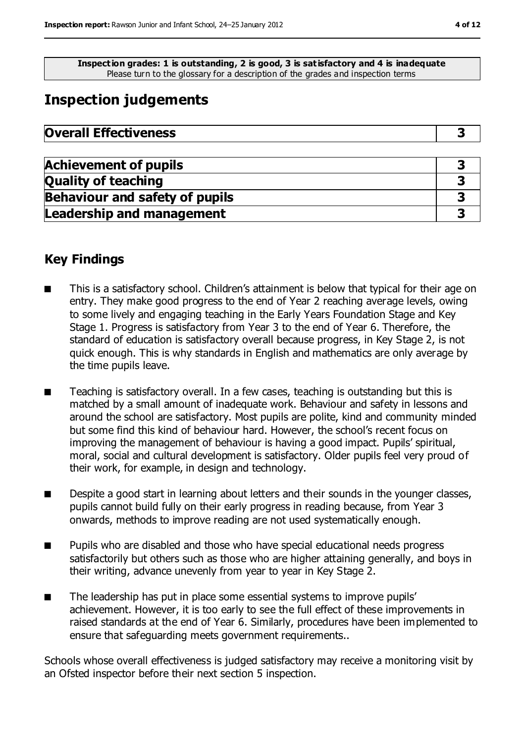**Inspection grades: 1 is outstanding, 2 is good, 3 is satisfactory and 4 is inadequate**
Please turn to the glossary for a description of the grades and inspection terms

## Inspection judgements

| **Overall Effectiveness** | **3** |
|---|---|

| | |
|---|---|
| **Achievement of pupils** | **3** |
| **Quality of teaching** | **3** |
| **Behaviour and safety of pupils** | **3** |
| **Leadership and management** | **3** |

### Key Findings

- This is a satisfactory school. Children's attainment is below that typical for their age on entry. They make good progress to the end of Year 2 reaching average levels, owing to some lively and engaging teaching in the Early Years Foundation Stage and Key Stage 1. Progress is satisfactory from Year 3 to the end of Year 6. Therefore, the standard of education is satisfactory overall because progress, in Key Stage 2, is not quick enough. This is why standards in English and mathematics are only average by the time pupils leave.
- Teaching is satisfactory overall. In a few cases, teaching is outstanding but this is matched by a small amount of inadequate work. Behaviour and safety in lessons and around the school are satisfactory. Most pupils are polite, kind and community minded but some find this kind of behaviour hard. However, the school's recent focus on improving the management of behaviour is having a good impact. Pupils' spiritual, moral, social and cultural development is satisfactory. Older pupils feel very proud of their work, for example, in design and technology.
- Despite a good start in learning about letters and their sounds in the younger classes, pupils cannot build fully on their early progress in reading because, from Year 3 onwards, methods to improve reading are not used systematically enough.
- Pupils who are disabled and those who have special educational needs progress satisfactorily but others such as those who are higher attaining generally, and boys in their writing, advance unevenly from year to year in Key Stage 2.
- The leadership has put in place some essential systems to improve pupils' achievement. However, it is too early to see the full effect of these improvements in raised standards at the end of Year 6. Similarly, procedures have been implemented to ensure that safeguarding meets government requirements..

Schools whose overall effectiveness is judged satisfactory may receive a monitoring visit by an Ofsted inspector before their next section 5 inspection.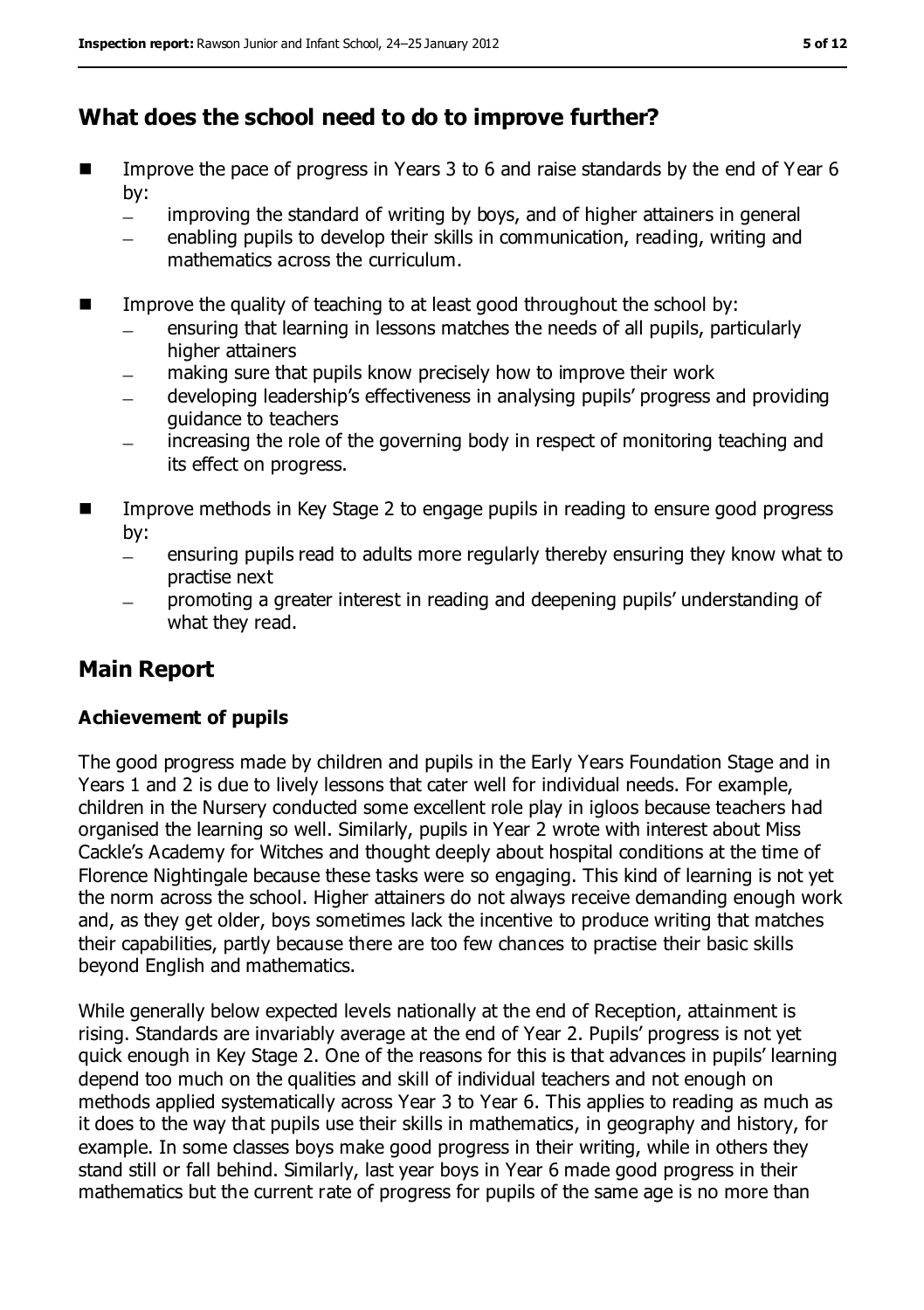## What does the school need to do to improve further?

- Improve the pace of progress in Years 3 to 6 and raise standards by the end of Year 6 by:
  - improving the standard of writing by boys, and of higher attainers in general
  - enabling pupils to develop their skills in communication, reading, writing and mathematics across the curriculum.
- Improve the quality of teaching to at least good throughout the school by:
  - ensuring that learning in lessons matches the needs of all pupils, particularly higher attainers
  - making sure that pupils know precisely how to improve their work
  - developing leadership's effectiveness in analysing pupils' progress and providing guidance to teachers
  - increasing the role of the governing body in respect of monitoring teaching and its effect on progress.
- Improve methods in Key Stage 2 to engage pupils in reading to ensure good progress by:
  - ensuring pupils read to adults more regularly thereby ensuring they know what to practise next
  - promoting a greater interest in reading and deepening pupils' understanding of what they read.

## Main Report

### Achievement of pupils

The good progress made by children and pupils in the Early Years Foundation Stage and in Years 1 and 2 is due to lively lessons that cater well for individual needs. For example, children in the Nursery conducted some excellent role play in igloos because teachers had organised the learning so well. Similarly, pupils in Year 2 wrote with interest about Miss Cackle's Academy for Witches and thought deeply about hospital conditions at the time of Florence Nightingale because these tasks were so engaging. This kind of learning is not yet the norm across the school. Higher attainers do not always receive demanding enough work and, as they get older, boys sometimes lack the incentive to produce writing that matches their capabilities, partly because there are too few chances to practise their basic skills beyond English and mathematics.

While generally below expected levels nationally at the end of Reception, attainment is rising. Standards are invariably average at the end of Year 2. Pupils' progress is not yet quick enough in Key Stage 2. One of the reasons for this is that advances in pupils' learning depend too much on the qualities and skill of individual teachers and not enough on methods applied systematically across Year 3 to Year 6. This applies to reading as much as it does to the way that pupils use their skills in mathematics, in geography and history, for example. In some classes boys make good progress in their writing, while in others they stand still or fall behind. Similarly, last year boys in Year 6 made good progress in their mathematics but the current rate of progress for pupils of the same age is no more than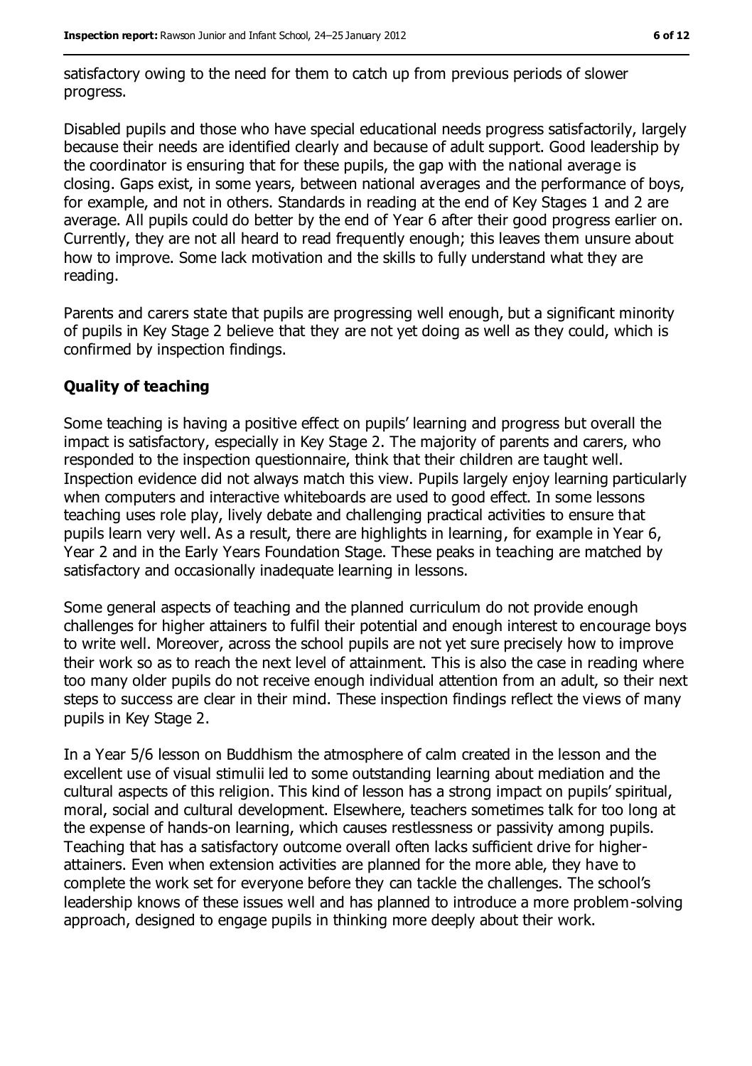satisfactory owing to the need for them to catch up from previous periods of slower progress.

Disabled pupils and those who have special educational needs progress satisfactorily, largely because their needs are identified clearly and because of adult support. Good leadership by the coordinator is ensuring that for these pupils, the gap with the national average is closing. Gaps exist, in some years, between national averages and the performance of boys, for example, and not in others. Standards in reading at the end of Key Stages 1 and 2 are average. All pupils could do better by the end of Year 6 after their good progress earlier on. Currently, they are not all heard to read frequently enough; this leaves them unsure about how to improve. Some lack motivation and the skills to fully understand what they are reading.

Parents and carers state that pupils are progressing well enough, but a significant minority of pupils in Key Stage 2 believe that they are not yet doing as well as they could, which is confirmed by inspection findings.

### Quality of teaching

Some teaching is having a positive effect on pupils' learning and progress but overall the impact is satisfactory, especially in Key Stage 2. The majority of parents and carers, who responded to the inspection questionnaire, think that their children are taught well. Inspection evidence did not always match this view. Pupils largely enjoy learning particularly when computers and interactive whiteboards are used to good effect. In some lessons teaching uses role play, lively debate and challenging practical activities to ensure that pupils learn very well. As a result, there are highlights in learning, for example in Year 6, Year 2 and in the Early Years Foundation Stage. These peaks in teaching are matched by satisfactory and occasionally inadequate learning in lessons.

Some general aspects of teaching and the planned curriculum do not provide enough challenges for higher attainers to fulfil their potential and enough interest to encourage boys to write well. Moreover, across the school pupils are not yet sure precisely how to improve their work so as to reach the next level of attainment. This is also the case in reading where too many older pupils do not receive enough individual attention from an adult, so their next steps to success are clear in their mind. These inspection findings reflect the views of many pupils in Key Stage 2.

In a Year 5/6 lesson on Buddhism the atmosphere of calm created in the lesson and the excellent use of visual stimulii led to some outstanding learning about mediation and the cultural aspects of this religion. This kind of lesson has a strong impact on pupils' spiritual, moral, social and cultural development. Elsewhere, teachers sometimes talk for too long at the expense of hands-on learning, which causes restlessness or passivity among pupils. Teaching that has a satisfactory outcome overall often lacks sufficient drive for higher-attainers. Even when extension activities are planned for the more able, they have to complete the work set for everyone before they can tackle the challenges. The school's leadership knows of these issues well and has planned to introduce a more problem-solving approach, designed to engage pupils in thinking more deeply about their work.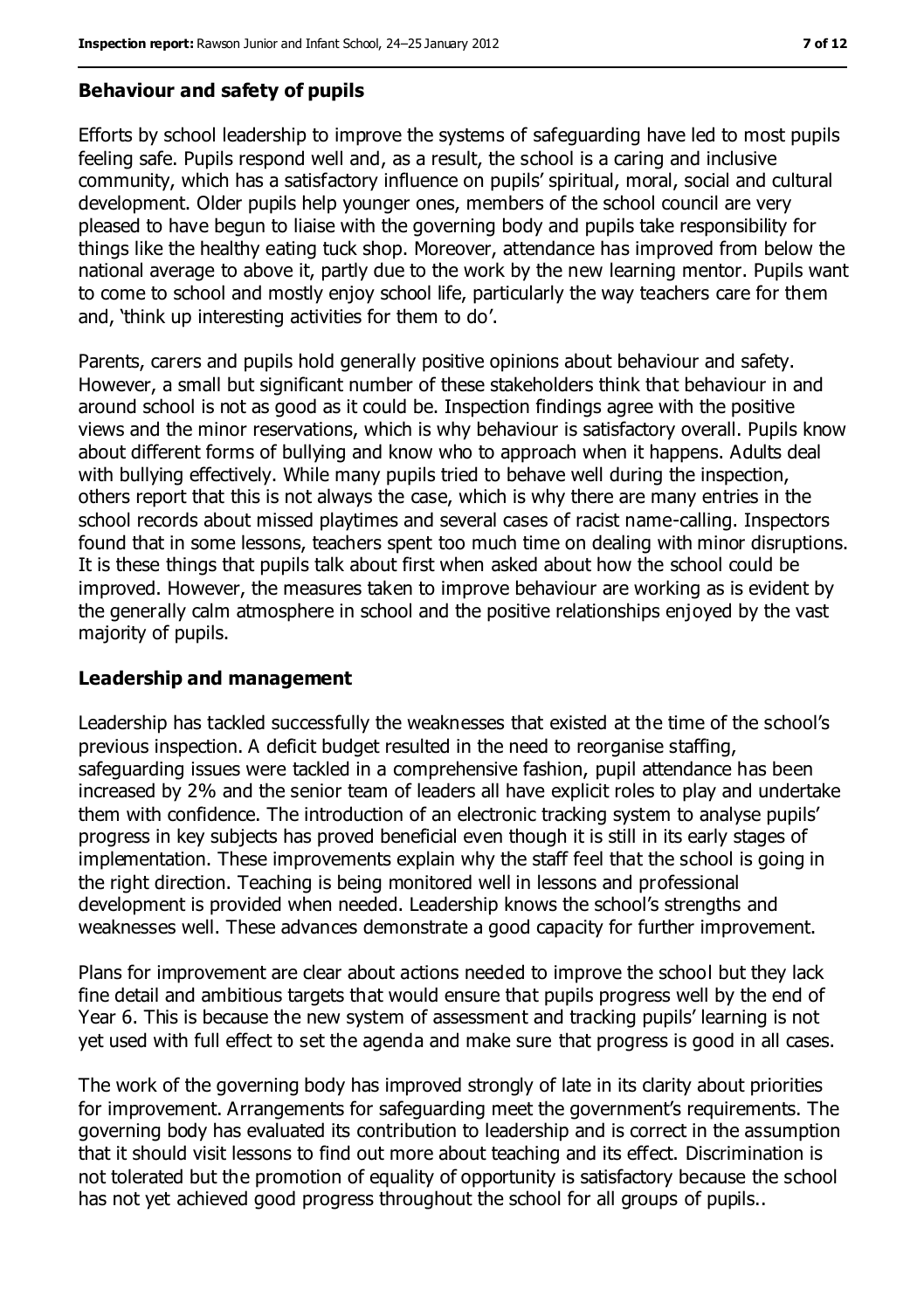### Behaviour and safety of pupils

Efforts by school leadership to improve the systems of safeguarding have led to most pupils feeling safe. Pupils respond well and, as a result, the school is a caring and inclusive community, which has a satisfactory influence on pupils' spiritual, moral, social and cultural development. Older pupils help younger ones, members of the school council are very pleased to have begun to liaise with the governing body and pupils take responsibility for things like the healthy eating tuck shop. Moreover, attendance has improved from below the national average to above it, partly due to the work by the new learning mentor. Pupils want to come to school and mostly enjoy school life, particularly the way teachers care for them and, 'think up interesting activities for them to do'.

Parents, carers and pupils hold generally positive opinions about behaviour and safety. However, a small but significant number of these stakeholders think that behaviour in and around school is not as good as it could be. Inspection findings agree with the positive views and the minor reservations, which is why behaviour is satisfactory overall. Pupils know about different forms of bullying and know who to approach when it happens. Adults deal with bullying effectively. While many pupils tried to behave well during the inspection, others report that this is not always the case, which is why there are many entries in the school records about missed playtimes and several cases of racist name-calling. Inspectors found that in some lessons, teachers spent too much time on dealing with minor disruptions. It is these things that pupils talk about first when asked about how the school could be improved. However, the measures taken to improve behaviour are working as is evident by the generally calm atmosphere in school and the positive relationships enjoyed by the vast majority of pupils.

### Leadership and management

Leadership has tackled successfully the weaknesses that existed at the time of the school's previous inspection. A deficit budget resulted in the need to reorganise staffing, safeguarding issues were tackled in a comprehensive fashion, pupil attendance has been increased by 2% and the senior team of leaders all have explicit roles to play and undertake them with confidence. The introduction of an electronic tracking system to analyse pupils' progress in key subjects has proved beneficial even though it is still in its early stages of implementation. These improvements explain why the staff feel that the school is going in the right direction. Teaching is being monitored well in lessons and professional development is provided when needed. Leadership knows the school's strengths and weaknesses well. These advances demonstrate a good capacity for further improvement.

Plans for improvement are clear about actions needed to improve the school but they lack fine detail and ambitious targets that would ensure that pupils progress well by the end of Year 6. This is because the new system of assessment and tracking pupils' learning is not yet used with full effect to set the agenda and make sure that progress is good in all cases.

The work of the governing body has improved strongly of late in its clarity about priorities for improvement. Arrangements for safeguarding meet the government's requirements. The governing body has evaluated its contribution to leadership and is correct in the assumption that it should visit lessons to find out more about teaching and its effect. Discrimination is not tolerated but the promotion of equality of opportunity is satisfactory because the school has not yet achieved good progress throughout the school for all groups of pupils..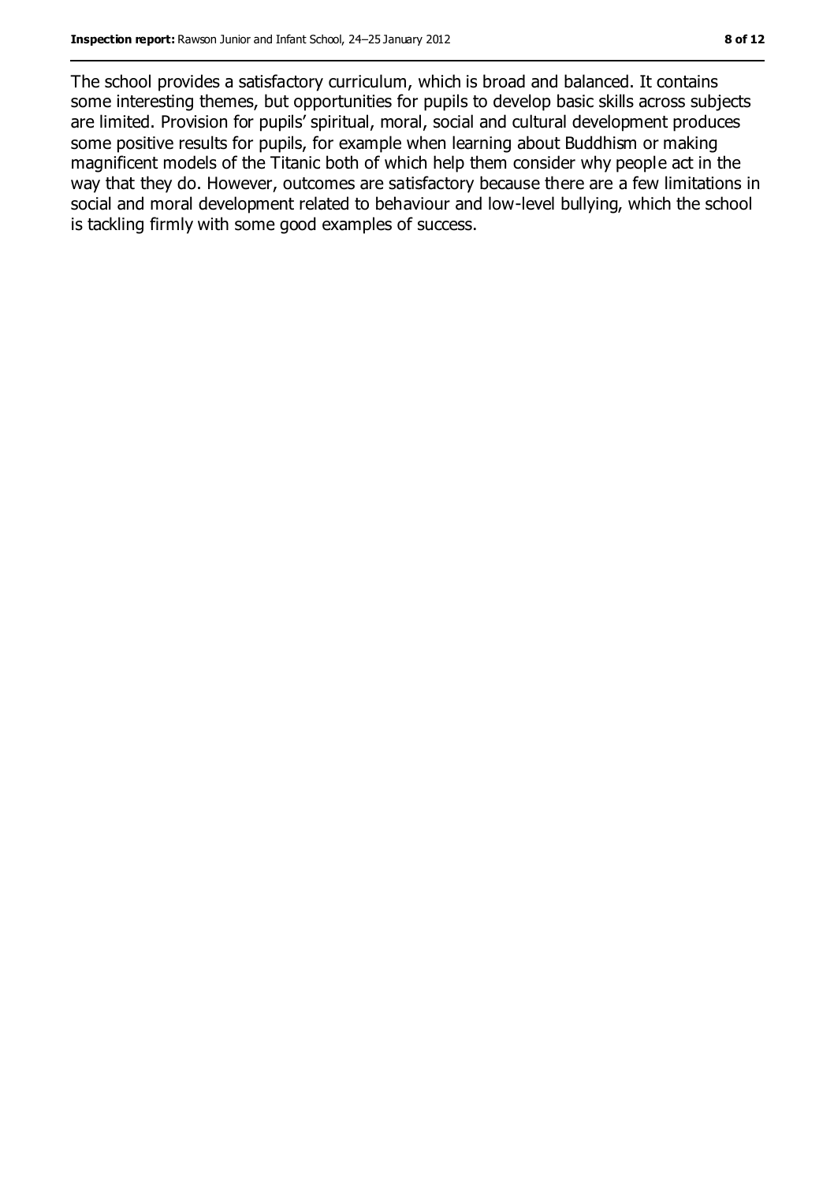The school provides a satisfactory curriculum, which is broad and balanced. It contains some interesting themes, but opportunities for pupils to develop basic skills across subjects are limited. Provision for pupils' spiritual, moral, social and cultural development produces some positive results for pupils, for example when learning about Buddhism or making magnificent models of the Titanic both of which help them consider why people act in the way that they do. However, outcomes are satisfactory because there are a few limitations in social and moral development related to behaviour and low-level bullying, which the school is tackling firmly with some good examples of success.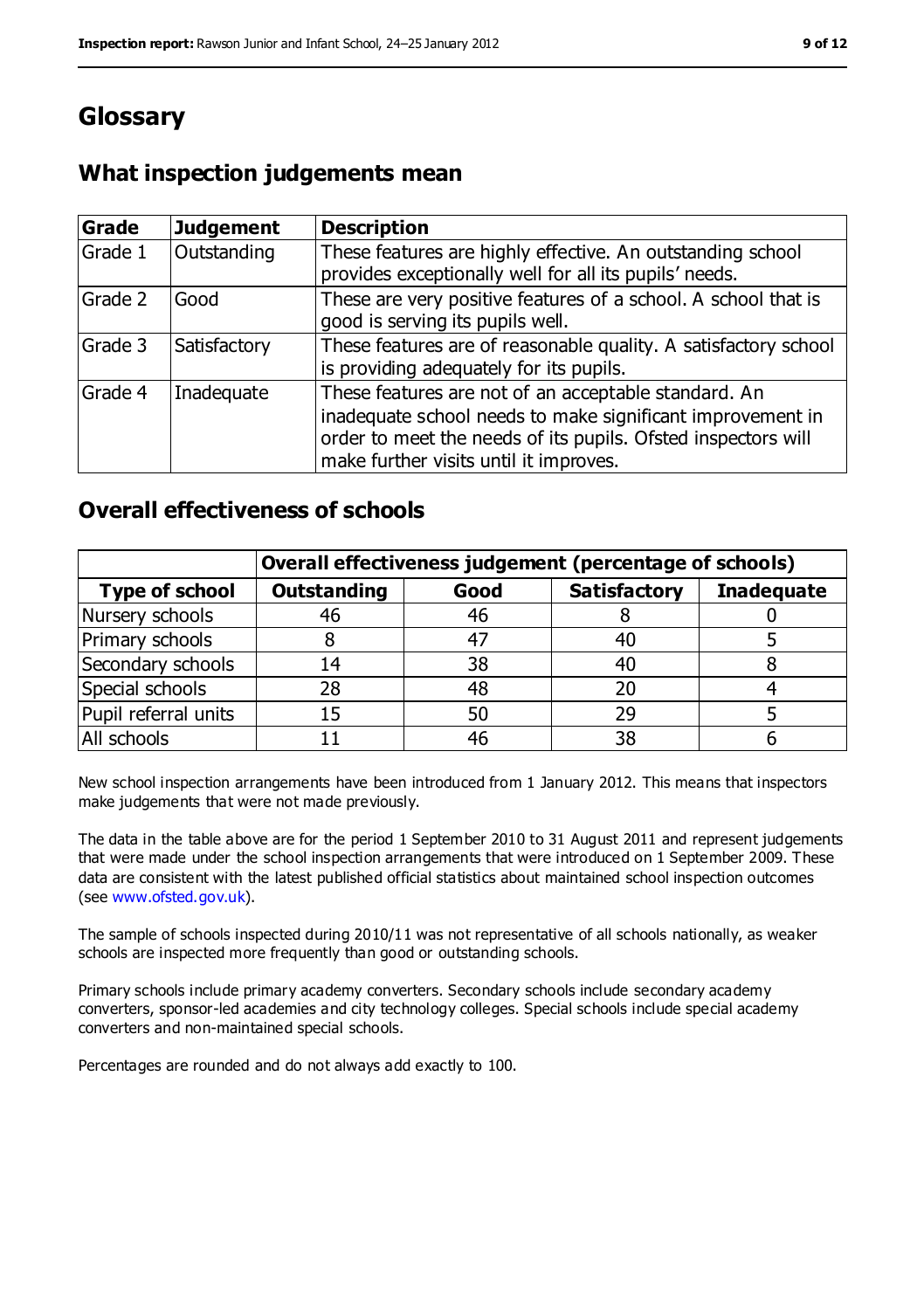# Glossary

## What inspection judgements mean

| Grade | Judgement | Description |
|---|---|---|
| Grade 1 | Outstanding | These features are highly effective. An outstanding school provides exceptionally well for all its pupils' needs. |
| Grade 2 | Good | These are very positive features of a school. A school that is good is serving its pupils well. |
| Grade 3 | Satisfactory | These features are of reasonable quality. A satisfactory school is providing adequately for its pupils. |
| Grade 4 | Inadequate | These features are not of an acceptable standard. An inadequate school needs to make significant improvement in order to meet the needs of its pupils. Ofsted inspectors will make further visits until it improves. |

## Overall effectiveness of schools

| | Overall effectiveness judgement (percentage of schools) | | | |
|---|---|---|---|---|
| **Type of school** | **Outstanding** | **Good** | **Satisfactory** | **Inadequate** |
| Nursery schools | 46 | 46 | 8 | 0 |
| Primary schools | 8 | 47 | 40 | 5 |
| Secondary schools | 14 | 38 | 40 | 8 |
| Special schools | 28 | 48 | 20 | 4 |
| Pupil referral units | 15 | 50 | 29 | 5 |
| All schools | 11 | 46 | 38 | 6 |

New school inspection arrangements have been introduced from 1 January 2012. This means that inspectors make judgements that were not made previously.

The data in the table above are for the period 1 September 2010 to 31 August 2011 and represent judgements that were made under the school inspection arrangements that were introduced on 1 September 2009. These data are consistent with the latest published official statistics about maintained school inspection outcomes (see www.ofsted.gov.uk).

The sample of schools inspected during 2010/11 was not representative of all schools nationally, as weaker schools are inspected more frequently than good or outstanding schools.

Primary schools include primary academy converters. Secondary schools include secondary academy converters, sponsor-led academies and city technology colleges. Special schools include special academy converters and non-maintained special schools.

Percentages are rounded and do not always add exactly to 100.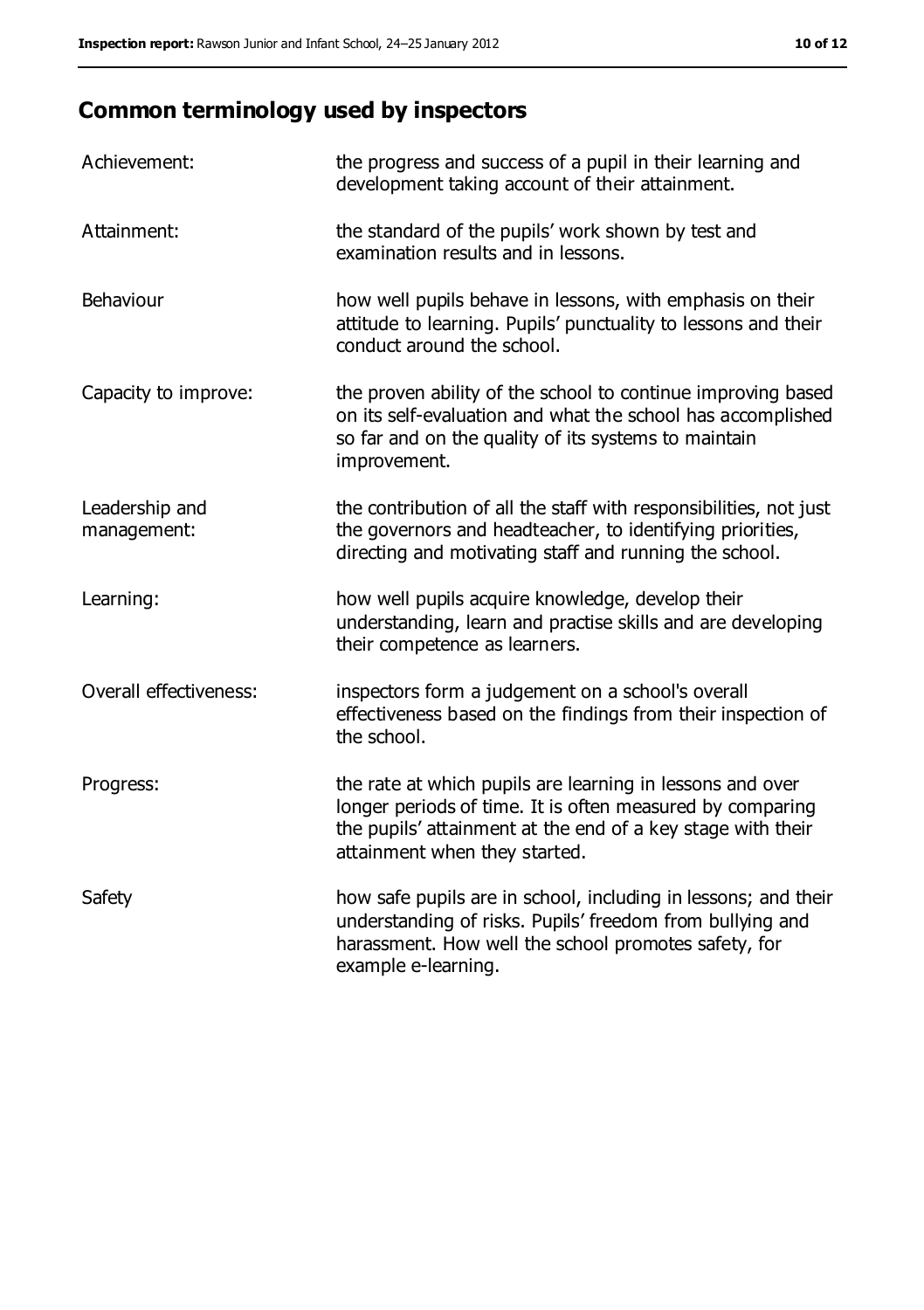## Common terminology used by inspectors

| | |
|---|---|
| Achievement: | the progress and success of a pupil in their learning and development taking account of their attainment. |
| Attainment: | the standard of the pupils' work shown by test and examination results and in lessons. |
| Behaviour | how well pupils behave in lessons, with emphasis on their attitude to learning. Pupils' punctuality to lessons and their conduct around the school. |
| Capacity to improve: | the proven ability of the school to continue improving based on its self-evaluation and what the school has accomplished so far and on the quality of its systems to maintain improvement. |
| Leadership and management: | the contribution of all the staff with responsibilities, not just the governors and headteacher, to identifying priorities, directing and motivating staff and running the school. |
| Learning: | how well pupils acquire knowledge, develop their understanding, learn and practise skills and are developing their competence as learners. |
| Overall effectiveness: | inspectors form a judgement on a school's overall effectiveness based on the findings from their inspection of the school. |
| Progress: | the rate at which pupils are learning in lessons and over longer periods of time. It is often measured by comparing the pupils' attainment at the end of a key stage with their attainment when they started. |
| Safety | how safe pupils are in school, including in lessons; and their understanding of risks. Pupils' freedom from bullying and harassment. How well the school promotes safety, for example e-learning. |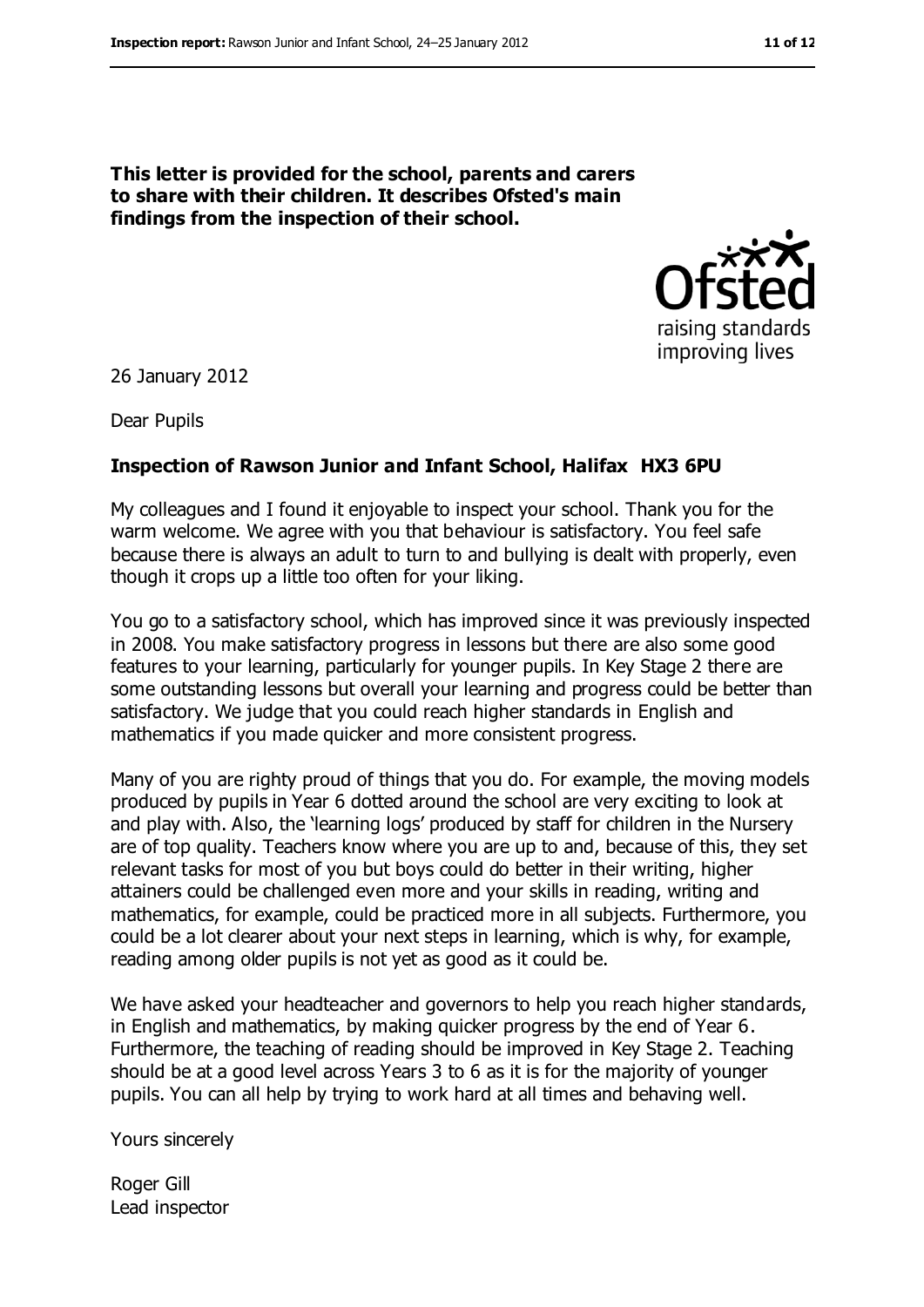**This letter is provided for the school, parents and carers to share with their children. It describes Ofsted's main findings from the inspection of their school.**

26 January 2012

Dear Pupils

**Inspection of Rawson Junior and Infant School, Halifax HX3 6PU**

My colleagues and I found it enjoyable to inspect your school. Thank you for the warm welcome. We agree with you that behaviour is satisfactory. You feel safe because there is always an adult to turn to and bullying is dealt with properly, even though it crops up a little too often for your liking.

You go to a satisfactory school, which has improved since it was previously inspected in 2008. You make satisfactory progress in lessons but there are also some good features to your learning, particularly for younger pupils. In Key Stage 2 there are some outstanding lessons but overall your learning and progress could be better than satisfactory. We judge that you could reach higher standards in English and mathematics if you made quicker and more consistent progress.

Many of you are righty proud of things that you do. For example, the moving models produced by pupils in Year 6 dotted around the school are very exciting to look at and play with. Also, the 'learning logs' produced by staff for children in the Nursery are of top quality. Teachers know where you are up to and, because of this, they set relevant tasks for most of you but boys could do better in their writing, higher attainers could be challenged even more and your skills in reading, writing and mathematics, for example, could be practiced more in all subjects. Furthermore, you could be a lot clearer about your next steps in learning, which is why, for example, reading among older pupils is not yet as good as it could be.

We have asked your headteacher and governors to help you reach higher standards, in English and mathematics, by making quicker progress by the end of Year 6. Furthermore, the teaching of reading should be improved in Key Stage 2. Teaching should be at a good level across Years 3 to 6 as it is for the majority of younger pupils. You can all help by trying to work hard at all times and behaving well.

Yours sincerely

Roger Gill
Lead inspector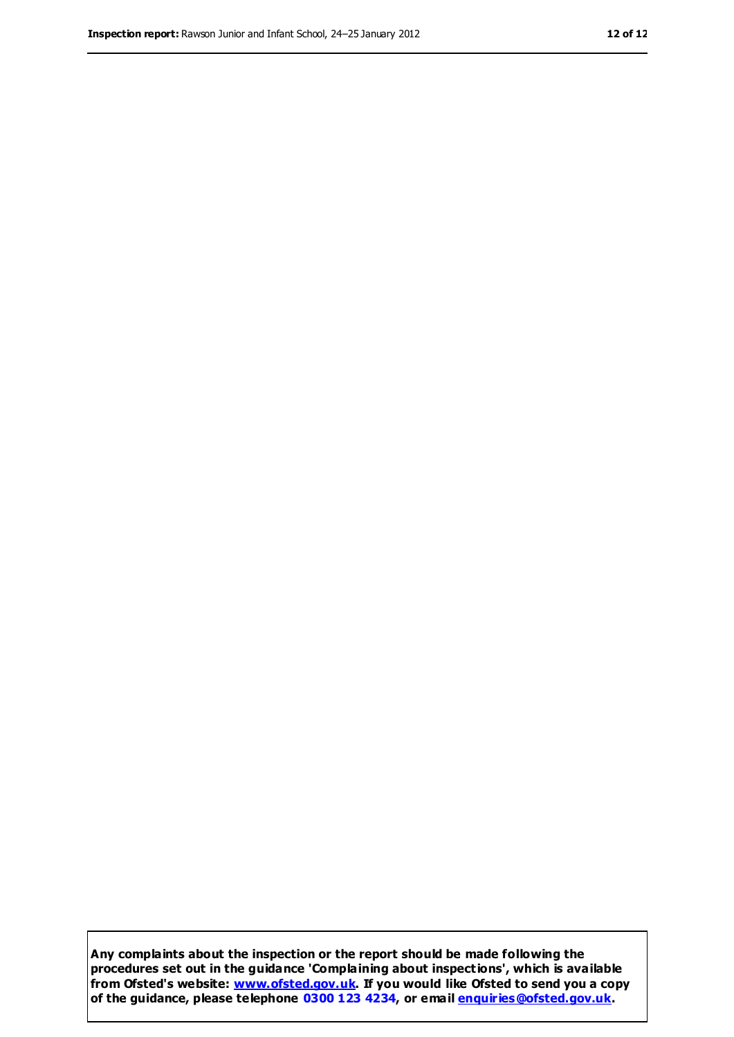**Any complaints about the inspection or the report should be made following the procedures set out in the guidance 'Complaining about inspections', which is available from Ofsted's website: www.ofsted.gov.uk. If you would like Ofsted to send you a copy of the guidance, please telephone 0300 123 4234, or email enquiries@ofsted.gov.uk.**